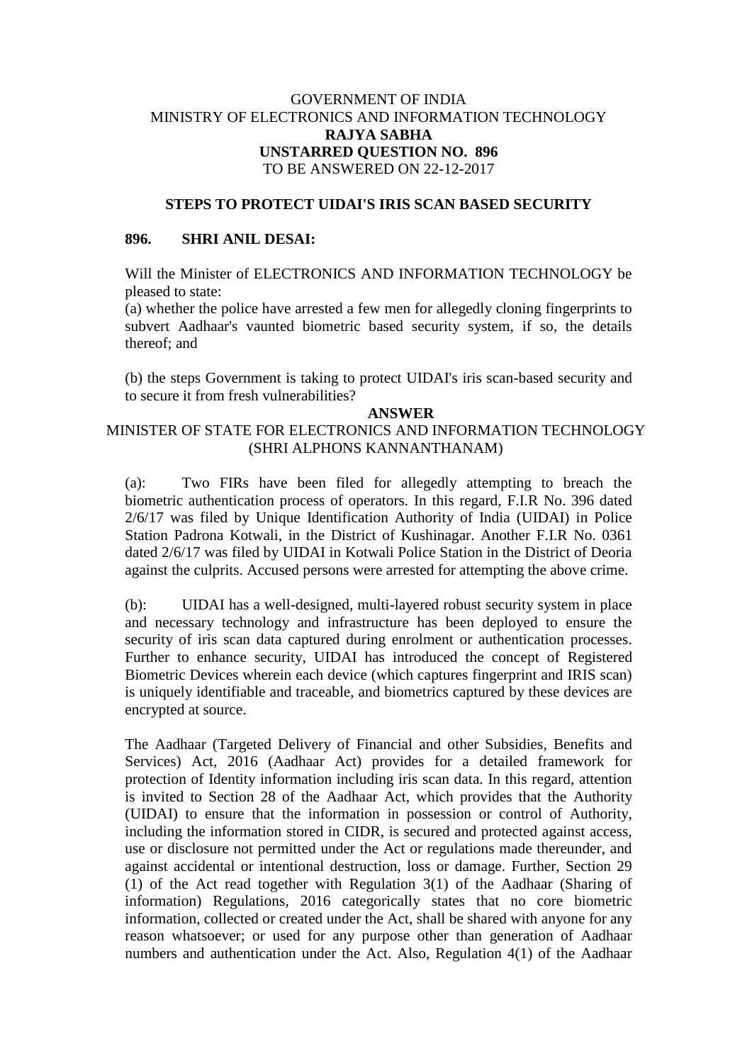GOVERNMENT OF INDIA
MINISTRY OF ELECTRONICS AND INFORMATION TECHNOLOGY
**RAJYA SABHA**
**UNSTARRED QUESTION NO. 896**
TO BE ANSWERED ON 22-12-2017

## STEPS TO PROTECT UIDAI'S IRIS SCAN BASED SECURITY

**896. SHRI ANIL DESAI:**

Will the Minister of ELECTRONICS AND INFORMATION TECHNOLOGY be pleased to state:

(a) whether the police have arrested a few men for allegedly cloning fingerprints to subvert Aadhaar's vaunted biometric based security system, if so, the details thereof; and

(b) the steps Government is taking to protect UIDAI's iris scan-based security and to secure it from fresh vulnerabilities?

**ANSWER**

MINISTER OF STATE FOR ELECTRONICS AND INFORMATION TECHNOLOGY
(SHRI ALPHONS KANNANTHANAM)

(a): Two FIRs have been filed for allegedly attempting to breach the biometric authentication process of operators. In this regard, F.I.R No. 396 dated 2/6/17 was filed by Unique Identification Authority of India (UIDAI) in Police Station Padrona Kotwali, in the District of Kushinagar. Another F.I.R No. 0361 dated 2/6/17 was filed by UIDAI in Kotwali Police Station in the District of Deoria against the culprits. Accused persons were arrested for attempting the above crime.

(b): UIDAI has a well-designed, multi-layered robust security system in place and necessary technology and infrastructure has been deployed to ensure the security of iris scan data captured during enrolment or authentication processes. Further to enhance security, UIDAI has introduced the concept of Registered Biometric Devices wherein each device (which captures fingerprint and IRIS scan) is uniquely identifiable and traceable, and biometrics captured by these devices are encrypted at source.

The Aadhaar (Targeted Delivery of Financial and other Subsidies, Benefits and Services) Act, 2016 (Aadhaar Act) provides for a detailed framework for protection of Identity information including iris scan data. In this regard, attention is invited to Section 28 of the Aadhaar Act, which provides that the Authority (UIDAI) to ensure that the information in possession or control of Authority, including the information stored in CIDR, is secured and protected against access, use or disclosure not permitted under the Act or regulations made thereunder, and against accidental or intentional destruction, loss or damage. Further, Section 29 (1) of the Act read together with Regulation 3(1) of the Aadhaar (Sharing of information) Regulations, 2016 categorically states that no core biometric information, collected or created under the Act, shall be shared with anyone for any reason whatsoever; or used for any purpose other than generation of Aadhaar numbers and authentication under the Act. Also, Regulation 4(1) of the Aadhaar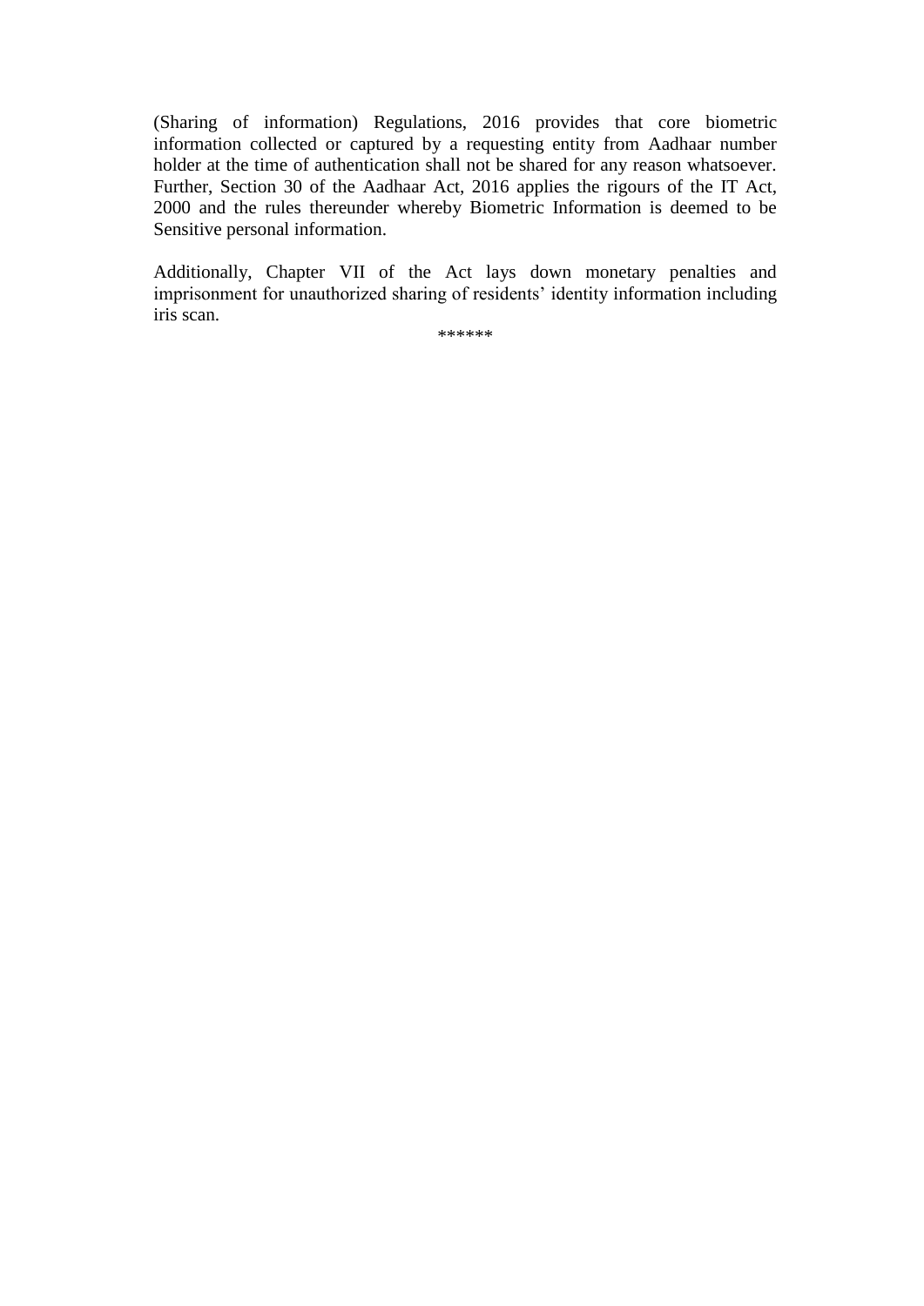(Sharing of information) Regulations, 2016 provides that core biometric information collected or captured by a requesting entity from Aadhaar number holder at the time of authentication shall not be shared for any reason whatsoever. Further, Section 30 of the Aadhaar Act, 2016 applies the rigours of the IT Act, 2000 and the rules thereunder whereby Biometric Information is deemed to be Sensitive personal information.

Additionally, Chapter VII of the Act lays down monetary penalties and imprisonment for unauthorized sharing of residents' identity information including iris scan.

******